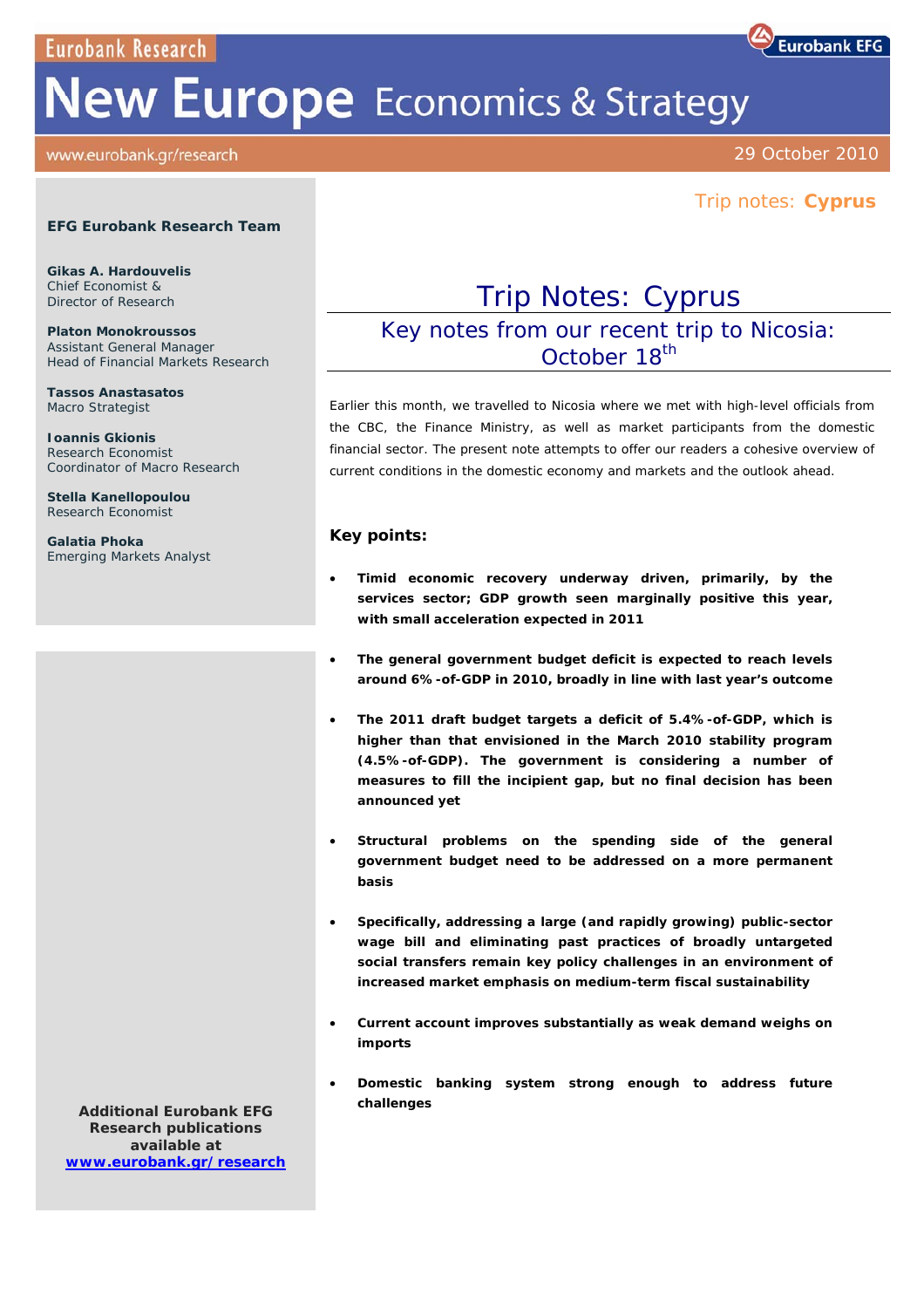Eurobank Research

# New Europe Economics & Strategy

www.eurobank.gr/research

29 October 2010

Trip notes: **Cyprus**

**EFG Eurobank Research Team**

**Gikas A. Hardouvelis**
Chief Economist &
Director of Research

**Platon Monokroussos**
Assistant General Manager
Head of Financial Markets Research

**Tassos Anastasatos**
Macro Strategist

**Ioannis Gkionis**
Research Economist
Coordinator of Macro Research

**Stella Kanellopoulou**
Research Economist

**Galatia Phoka**
Emerging Markets Analyst

**Additional Eurobank EFG Research publications available at www.eurobank.gr/research**

# Trip Notes: Cyprus

## Key notes from our recent trip to Nicosia: October 18th

Earlier this month, we travelled to Nicosia where we met with high-level officials from the CBC, the Finance Ministry, as well as market participants from the domestic financial sector. The present note attempts to offer our readers a cohesive overview of current conditions in the domestic economy and markets and the outlook ahead.

### Key points:

- **Timid economic recovery underway driven, primarily, by the services sector; GDP growth seen marginally positive this year, with small acceleration expected in 2011**
- **The general government budget deficit is expected to reach levels around 6%-of-GDP in 2010, broadly in line with last year's outcome**
- **The 2011 draft budget targets a deficit of 5.4%-of-GDP, which is higher than that envisioned in the March 2010 stability program (4.5%-of-GDP). The government is considering a number of measures to fill the incipient gap, but no final decision has been announced yet**
- **Structural problems on the spending side of the general government budget need to be addressed on a more permanent basis**
- **Specifically, addressing a large (and rapidly growing) public-sector wage bill and eliminating past practices of broadly untargeted social transfers remain key policy challenges in an environment of increased market emphasis on medium-term fiscal sustainability**
- **Current account improves substantially as weak demand weighs on imports**
- **Domestic banking system strong enough to address future challenges**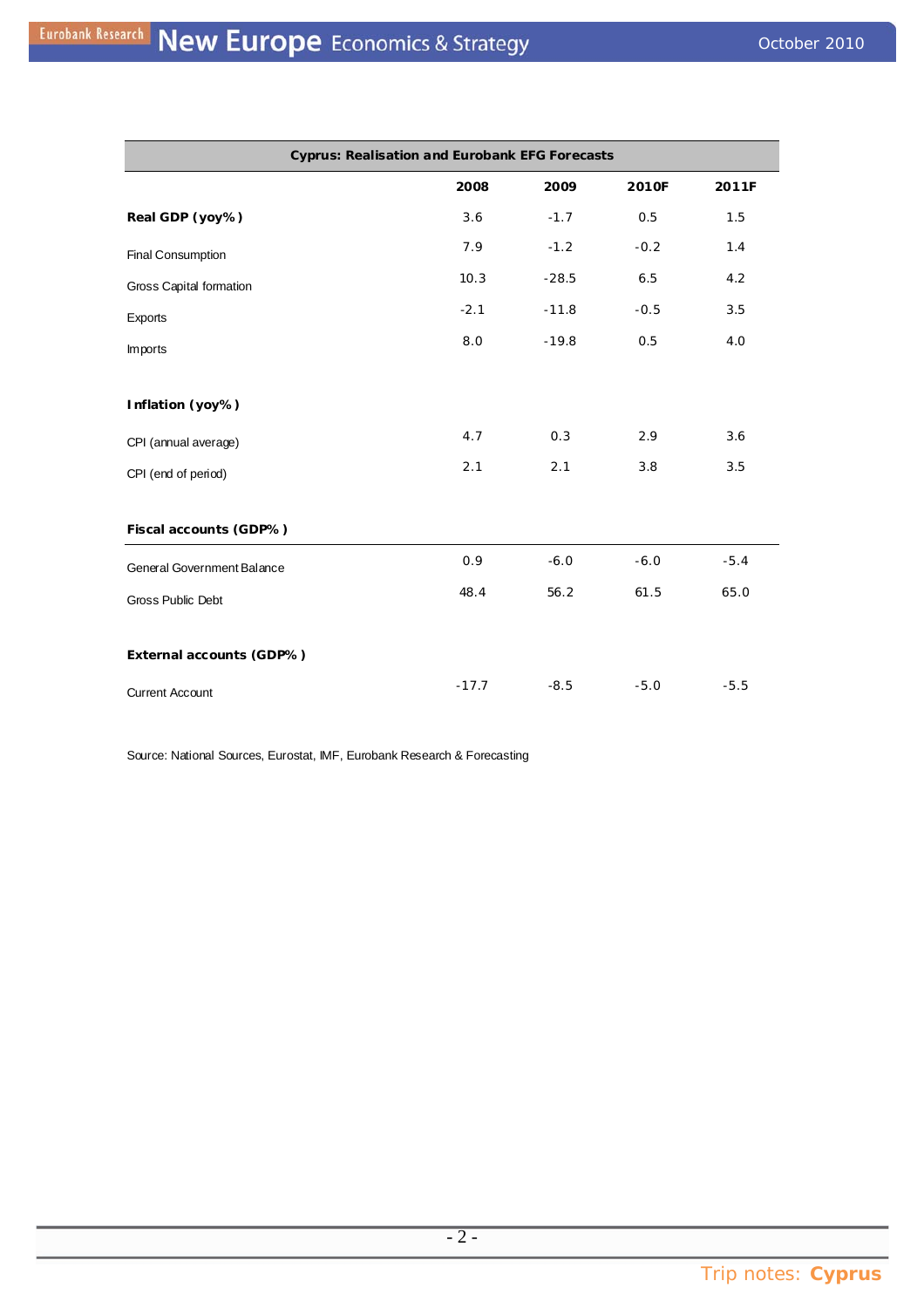| Cyprus: Realisation and Eurobank EFG Forecasts | | | | |
|---|---|---|---|---|
| | **2008** | **2009** | **2010F** | **2011F** |
| **Real GDP (yoy%)** | 3.6 | -1.7 | 0.5 | 1.5 |
| Final Consumption | 7.9 | -1.2 | -0.2 | 1.4 |
| Gross Capital formation | 10.3 | -28.5 | 6.5 | 4.2 |
| Exports | -2.1 | -11.8 | -0.5 | 3.5 |
| Imports | 8.0 | -19.8 | 0.5 | 4.0 |
| **Inflation (yoy%)** | | | | |
| CPI (annual average) | 4.7 | 0.3 | 2.9 | 3.6 |
| CPI (end of period) | 2.1 | 2.1 | 3.8 | 3.5 |
| **Fiscal accounts (GDP%)** | | | | |
| General Government Balance | 0.9 | -6.0 | -6.0 | -5.4 |
| Gross Public Debt | 48.4 | 56.2 | 61.5 | 65.0 |
| **External accounts (GDP%)** | | | | |
| Current Account | -17.7 | -8.5 | -5.0 | -5.5 |

Source: National Sources, Eurostat, IMF, Eurobank Research & Forecasting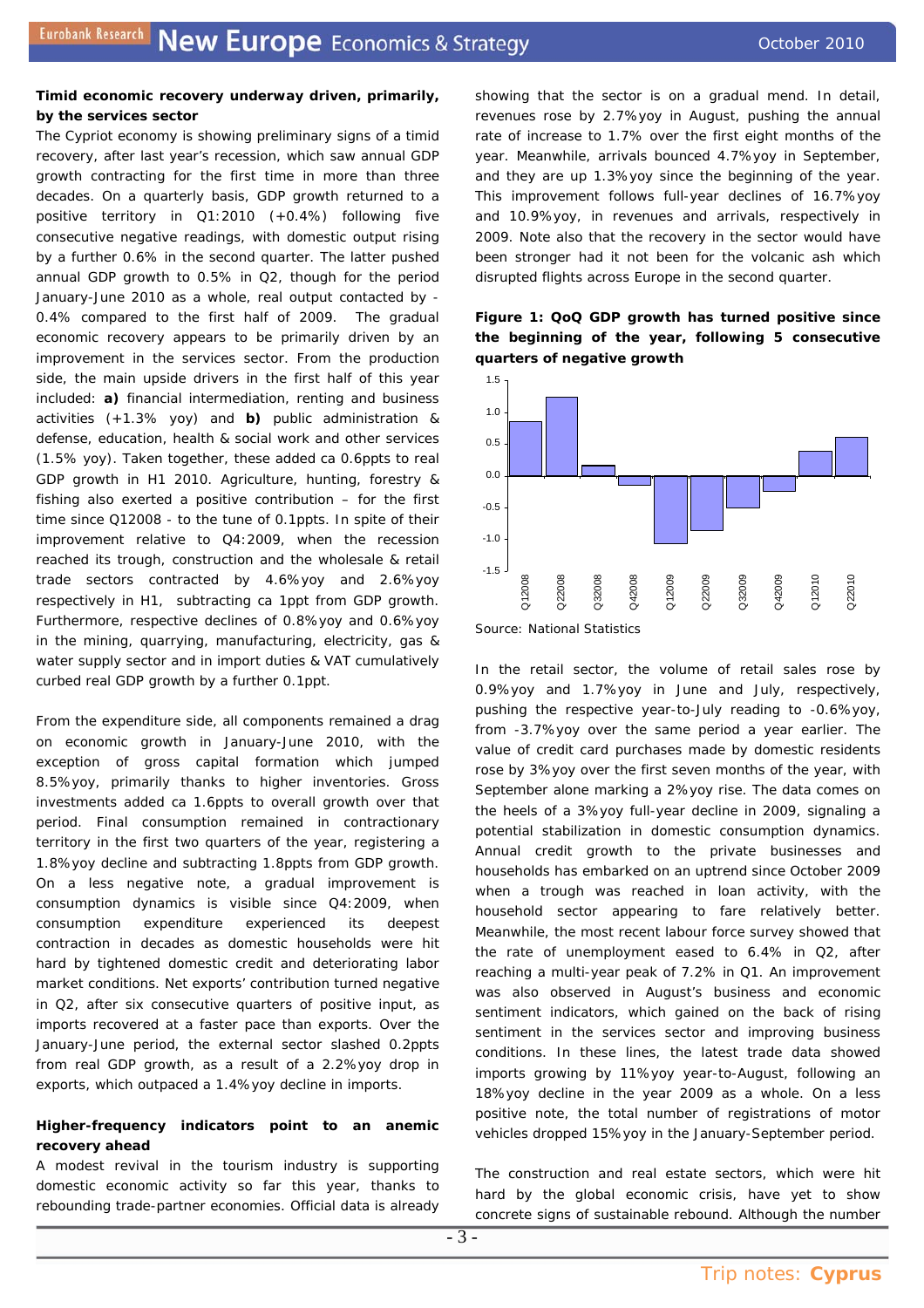**Timid economic recovery underway driven, primarily, by the services sector**

The Cypriot economy is showing preliminary signs of a timid recovery, after last year's recession, which saw annual GDP growth contracting for the first time in more than three decades. On a quarterly basis, GDP growth returned to a positive territory in Q1:2010 (+0.4%) following five consecutive negative readings, with domestic output rising by a further 0.6% in the second quarter. The latter pushed annual GDP growth to 0.5% in Q2, though for the period January-June 2010 as a whole, real output contacted by -0.4% compared to the first half of 2009. The gradual economic recovery appears to be primarily driven by an improvement in the services sector. From the production side, the main upside drivers in the first half of this year included: **a)** financial intermediation, renting and business activities (+1.3% yoy) and **b)** public administration & defense, education, health & social work and other services (1.5% yoy). Taken together, these added ca 0.6ppts to real GDP growth in H1 2010. Agriculture, hunting, forestry & fishing also exerted a positive contribution – for the first time since Q12008 - to the tune of 0.1ppts. In spite of their improvement relative to Q4:2009, when the recession reached its trough, construction and the wholesale & retail trade sectors contracted by 4.6%yoy and 2.6%yoy respectively in H1, subtracting ca 1ppt from GDP growth. Furthermore, respective declines of 0.8%yoy and 0.6%yoy in the mining, quarrying, manufacturing, electricity, gas & water supply sector and in import duties & VAT cumulatively curbed real GDP growth by a further 0.1ppt.

From the expenditure side, all components remained a drag on economic growth in January-June 2010, with the exception of gross capital formation which jumped 8.5%yoy, primarily thanks to higher inventories. Gross investments added ca 1.6ppts to overall growth over that period. Final consumption remained in contractionary territory in the first two quarters of the year, registering a 1.8%yoy decline and subtracting 1.8ppts from GDP growth. On a less negative note, a gradual improvement is consumption dynamics is visible since Q4:2009, when consumption expenditure experienced its deepest contraction in decades as domestic households were hit hard by tightened domestic credit and deteriorating labor market conditions. Net exports' contribution turned negative in Q2, after six consecutive quarters of positive input, as imports recovered at a faster pace than exports. Over the January-June period, the external sector slashed 0.2ppts from real GDP growth, as a result of a 2.2%yoy drop in exports, which outpaced a 1.4%yoy decline in imports.

**Higher-frequency indicators point to an anemic recovery ahead**

A modest revival in the tourism industry is supporting domestic economic activity so far this year, thanks to rebounding trade-partner economies. Official data is already showing that the sector is on a gradual mend. In detail, revenues rose by 2.7%yoy in August, pushing the annual rate of increase to 1.7% over the first eight months of the year. Meanwhile, arrivals bounced 4.7%yoy in September, and they are up 1.3%yoy since the beginning of the year. This improvement follows full-year declines of 16.7%yoy and 10.9%yoy, in revenues and arrivals, respectively in 2009. Note also that the recovery in the sector would have been stronger had it not been for the volcanic ash which disrupted flights across Europe in the second quarter.

**Figure 1: QoQ GDP growth has turned positive since the beginning of the year, following 5 consecutive quarters of negative growth**

| Quarter | QoQ GDP growth (approx.) |
|---|---|
| Q12008 | 0.85 |
| Q22008 | 1.25 |
| Q32008 | 0.15 |
| Q42008 | -0.15 |
| Q12009 | -1.05 |
| Q22009 | -0.85 |
| Q32009 | -0.5 |
| Q42009 | -0.25 |
| Q12010 | 0.4 |
| Q22010 | 0.6 |

Source: National Statistics

In the retail sector, the volume of retail sales rose by 0.9%yoy and 1.7%yoy in June and July, respectively, pushing the respective year-to-July reading to -0.6%yoy, from -3.7%yoy over the same period a year earlier. The value of credit card purchases made by domestic residents rose by 3%yoy over the first seven months of the year, with September alone marking a 2%yoy rise. The data comes on the heels of a 3%yoy full-year decline in 2009, signaling a potential stabilization in domestic consumption dynamics. Annual credit growth to the private businesses and households has embarked on an uptrend since October 2009 when a trough was reached in loan activity, with the household sector appearing to fare relatively better. Meanwhile, the most recent labour force survey showed that the rate of unemployment eased to 6.4% in Q2, after reaching a multi-year peak of 7.2% in Q1. An improvement was also observed in August's business and economic sentiment indicators, which gained on the back of rising sentiment in the services sector and improving business conditions. In these lines, the latest trade data showed imports growing by 11%yoy year-to-August, following an 18%yoy decline in the year 2009 as a whole. On a less positive note, the total number of registrations of motor vehicles dropped 15%yoy in the January-September period.

The construction and real estate sectors, which were hit hard by the global economic crisis, have yet to show concrete signs of sustainable rebound. Although the number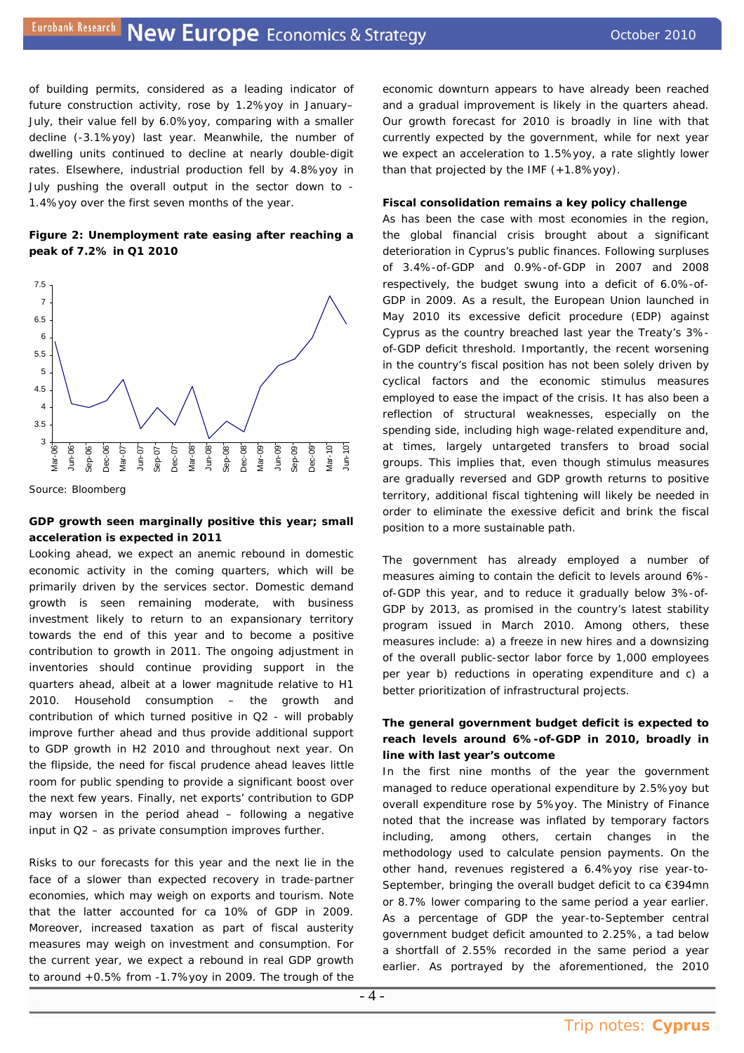of building permits, considered as a leading indicator of future construction activity, rose by 1.2%yoy in January–July, their value fell by 6.0%yoy, comparing with a smaller decline (-3.1%yoy) last year. Meanwhile, the number of dwelling units continued to decline at nearly double-digit rates. Elsewhere, industrial production fell by 4.8%yoy in July pushing the overall output in the sector down to -1.4%yoy over the first seven months of the year.

**Figure 2: Unemployment rate easing after reaching a peak of 7.2% in Q1 2010**

Source: Bloomberg

**GDP growth seen marginally positive this year; small acceleration is expected in 2011**

Looking ahead, we expect an anemic rebound in domestic economic activity in the coming quarters, which will be primarily driven by the services sector. Domestic demand growth is seen remaining moderate, with business investment likely to return to an expansionary territory towards the end of this year and to become a positive contribution to growth in 2011. The ongoing adjustment in inventories should continue providing support in the quarters ahead, albeit at a lower magnitude relative to H1 2010. Household consumption – the growth and contribution of which turned positive in Q2 - will probably improve further ahead and thus provide additional support to GDP growth in H2 2010 and throughout next year. On the flipside, the need for fiscal prudence ahead leaves little room for public spending to provide a significant boost over the next few years. Finally, net exports' contribution to GDP may worsen in the period ahead – following a negative input in Q2 – as private consumption improves further.

Risks to our forecasts for this year and the next lie in the face of a slower than expected recovery in trade-partner economies, which may weigh on exports and tourism. Note that the latter accounted for ca 10% of GDP in 2009. Moreover, increased taxation as part of fiscal austerity measures may weigh on investment and consumption. For the current year, we expect a rebound in real GDP growth to around +0.5% from -1.7%yoy in 2009. The trough of the economic downturn appears to have already been reached and a gradual improvement is likely in the quarters ahead. Our growth forecast for 2010 is broadly in line with that currently expected by the government, while for next year we expect an acceleration to 1.5%yoy, a rate slightly lower than that projected by the IMF (+1.8%yoy).

**Fiscal consolidation remains a key policy challenge**

As has been the case with most economies in the region, the global financial crisis brought about a significant deterioration in Cyprus's public finances. Following surpluses of 3.4%-of-GDP and 0.9%-of-GDP in 2007 and 2008 respectively, the budget swung into a deficit of 6.0%-of-GDP in 2009. As a result, the European Union launched in May 2010 its excessive deficit procedure (EDP) against Cyprus as the country breached last year the Treaty's 3%-of-GDP deficit threshold. Importantly, the recent worsening in the country's fiscal position has not been solely driven by cyclical factors and the economic stimulus measures employed to ease the impact of the crisis. It has also been a reflection of structural weaknesses, especially on the spending side, including high wage-related expenditure and, at times, largely untargeted transfers to broad social groups. This implies that, even though stimulus measures are gradually reversed and GDP growth returns to positive territory, additional fiscal tightening will likely be needed in order to eliminate the exessive deficit and brink the fiscal position to a more sustainable path.

The government has already employed a number of measures aiming to contain the deficit to levels around 6%-of-GDP this year, and to reduce it gradually below 3%-of-GDP by 2013, as promised in the country's latest stability program issued in March 2010. Among others, these measures include: a) a freeze in new hires and a downsizing of the overall public-sector labor force by 1,000 employees per year b) reductions in operating expenditure and c) a better prioritization of infrastructural projects.

**The general government budget deficit is expected to reach levels around 6%-of-GDP in 2010, broadly in line with last year's outcome**

In the first nine months of the year the government managed to reduce operational expenditure by 2.5%yoy but overall expenditure rose by 5%yoy. The Ministry of Finance noted that the increase was inflated by temporary factors including, among others, certain changes in the methodology used to calculate pension payments. On the other hand, revenues registered a 6.4%yoy rise year-to-September, bringing the overall budget deficit to ca €394mn or 8.7% lower comparing to the same period a year earlier. As a percentage of GDP the year-to-September central government budget deficit amounted to 2.25%, a tad below a shortfall of 2.55% recorded in the same period a year earlier. As portrayed by the aforementioned, the 2010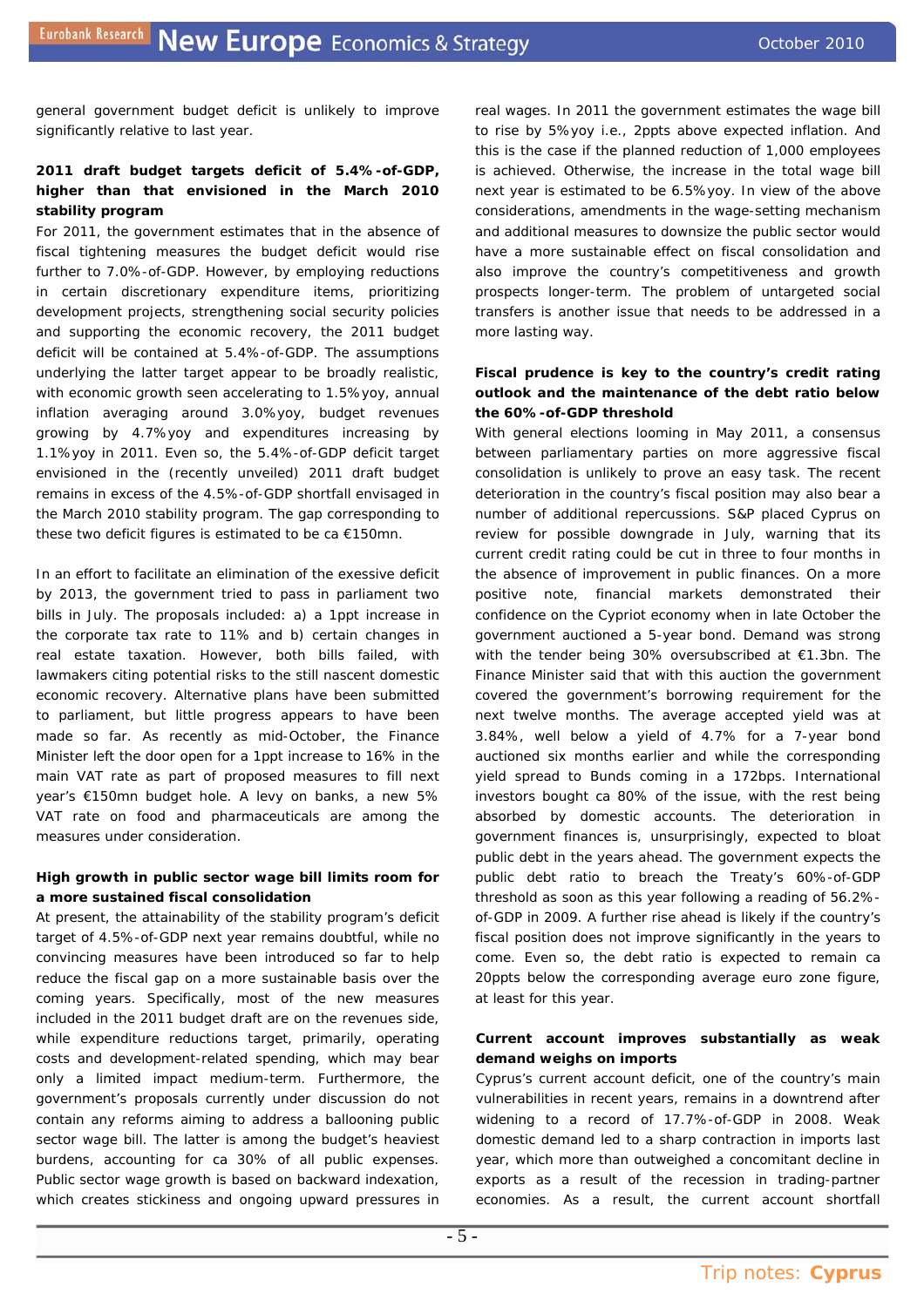general government budget deficit is unlikely to improve significantly relative to last year.

**2011 draft budget targets deficit of 5.4%-of-GDP, higher than that envisioned in the March 2010 stability program**

For 2011, the government estimates that in the absence of fiscal tightening measures the budget deficit would rise further to 7.0%-of-GDP. However, by employing reductions in certain discretionary expenditure items, prioritizing development projects, strengthening social security policies and supporting the economic recovery, the 2011 budget deficit will be contained at 5.4%-of-GDP. The assumptions underlying the latter target appear to be broadly realistic, with economic growth seen accelerating to 1.5%yoy, annual inflation averaging around 3.0%yoy, budget revenues growing by 4.7%yoy and expenditures increasing by 1.1%yoy in 2011. Even so, the 5.4%-of-GDP deficit target envisioned in the (recently unveiled) 2011 draft budget remains in excess of the 4.5%-of-GDP shortfall envisaged in the March 2010 stability program. The gap corresponding to these two deficit figures is estimated to be ca €150mn.

In an effort to facilitate an elimination of the exessive deficit by 2013, the government tried to pass in parliament two bills in July. The proposals included: a) a 1ppt increase in the corporate tax rate to 11% and b) certain changes in real estate taxation. However, both bills failed, with lawmakers citing potential risks to the still nascent domestic economic recovery. Alternative plans have been submitted to parliament, but little progress appears to have been made so far. As recently as mid-October, the Finance Minister left the door open for a 1ppt increase to 16% in the main VAT rate as part of proposed measures to fill next year's €150mn budget hole. A levy on banks, a new 5% VAT rate on food and pharmaceuticals are among the measures under consideration.

**High growth in public sector wage bill limits room for a more sustained fiscal consolidation**

At present, the attainability of the stability program's deficit target of 4.5%-of-GDP next year remains doubtful, while no convincing measures have been introduced so far to help reduce the fiscal gap on a more sustainable basis over the coming years. Specifically, most of the new measures included in the 2011 budget draft are on the revenues side, while expenditure reductions target, primarily, operating costs and development-related spending, which may bear only a limited impact medium-term. Furthermore, the government's proposals currently under discussion do not contain any reforms aiming to address a ballooning public sector wage bill. The latter is among the budget's heaviest burdens, accounting for ca 30% of all public expenses. Public sector wage growth is based on backward indexation, which creates stickiness and ongoing upward pressures in real wages. In 2011 the government estimates the wage bill to rise by 5%yoy i.e., 2ppts above expected inflation. And this is the case if the planned reduction of 1,000 employees is achieved. Otherwise, the increase in the total wage bill next year is estimated to be 6.5%yoy. In view of the above considerations, amendments in the wage-setting mechanism and additional measures to downsize the public sector would have a more sustainable effect on fiscal consolidation and also improve the country's competitiveness and growth prospects longer-term. The problem of untargeted social transfers is another issue that needs to be addressed in a more lasting way.

**Fiscal prudence is key to the country's credit rating outlook and the maintenance of the debt ratio below the 60%-of-GDP threshold**

With general elections looming in May 2011, a consensus between parliamentary parties on more aggressive fiscal consolidation is unlikely to prove an easy task. The recent deterioration in the country's fiscal position may also bear a number of additional repercussions. S&P placed Cyprus on review for possible downgrade in July, warning that its current credit rating could be cut in three to four months in the absence of improvement in public finances. On a more positive note, financial markets demonstrated their confidence on the Cypriot economy when in late October the government auctioned a 5-year bond. Demand was strong with the tender being 30% oversubscribed at €1.3bn. The Finance Minister said that with this auction the government covered the government's borrowing requirement for the next twelve months. The average accepted yield was at 3.84%, well below a yield of 4.7% for a 7-year bond auctioned six months earlier and while the corresponding yield spread to Bunds coming in a 172bps. International investors bought ca 80% of the issue, with the rest being absorbed by domestic accounts. The deterioration in government finances is, unsurprisingly, expected to bloat public debt in the years ahead. The government expects the public debt ratio to breach the Treaty's 60%-of-GDP threshold as soon as this year following a reading of 56.2%-of-GDP in 2009. A further rise ahead is likely if the country's fiscal position does not improve significantly in the years to come. Even so, the debt ratio is expected to remain ca 20ppts below the corresponding average euro zone figure, at least for this year.

**Current account improves substantially as weak demand weighs on imports**

Cyprus's current account deficit, one of the country's main vulnerabilities in recent years, remains in a downtrend after widening to a record of 17.7%-of-GDP in 2008. Weak domestic demand led to a sharp contraction in imports last year, which more than outweighed a concomitant decline in exports as a result of the recession in trading-partner economies. As a result, the current account shortfall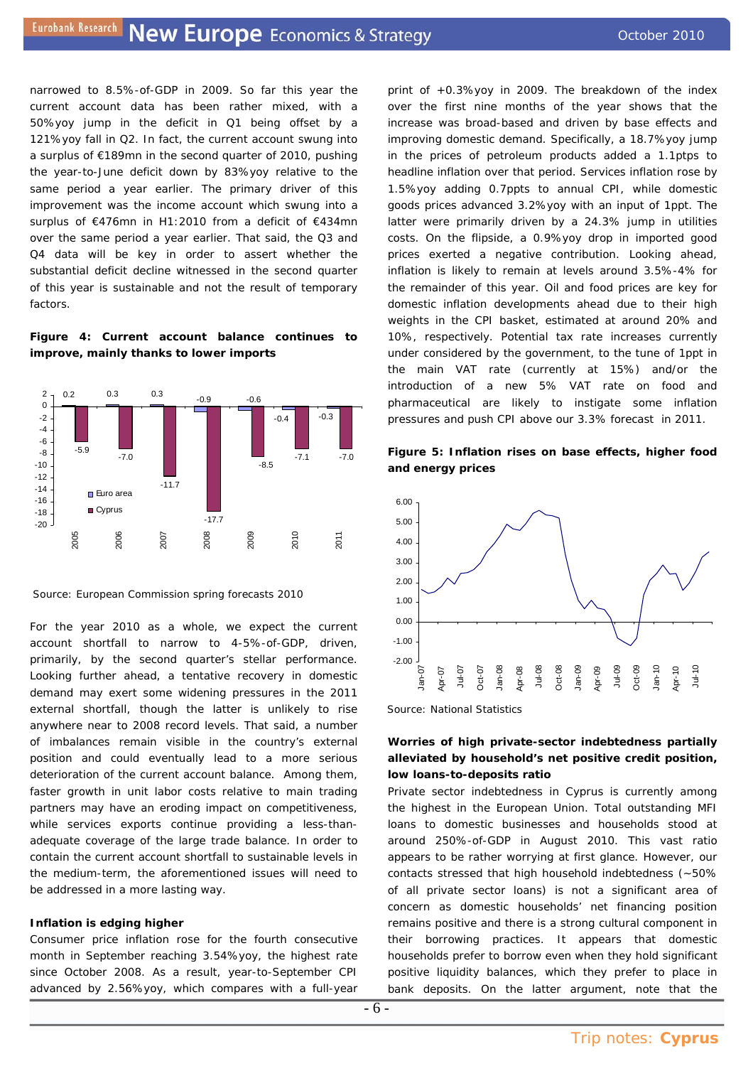narrowed to 8.5%-of-GDP in 2009. So far this year the current account data has been rather mixed, with a 50%yoy jump in the deficit in Q1 being offset by a 121%yoy fall in Q2. In fact, the current account swung into a surplus of €189mn in the second quarter of 2010, pushing the year-to-June deficit down by 83%yoy relative to the same period a year earlier. The primary driver of this improvement was the income account which swung into a surplus of €476mn in H1:2010 from a deficit of €434mn over the same period a year earlier. That said, the Q3 and Q4 data will be key in order to assert whether the substantial deficit decline witnessed in the second quarter of this year is sustainable and not the result of temporary factors.

**Figure 4: Current account balance continues to improve, mainly thanks to lower imports**

| | Euro area | Cyprus |
|---|---|---|
| 2005 | 0.2 | -5.9 |
| 2006 | 0.3 | -7.0 |
| 2007 | 0.3 | -11.7 |
| 2008 | -0.9 | -17.7 |
| 2009 | -0.6 | -8.5 |
| 2010 | -0.4 | -7.1 |
| 2011 | -0.3 | -7.0 |

Source: European Commission spring forecasts 2010

For the year 2010 as a whole, we expect the current account shortfall to narrow to 4-5%-of-GDP, driven, primarily, by the second quarter's stellar performance. Looking further ahead, a tentative recovery in domestic demand may exert some widening pressures in the 2011 external shortfall, though the latter is unlikely to rise anywhere near to 2008 record levels. That said, a number of imbalances remain visible in the country's external position and could eventually lead to a more serious deterioration of the current account balance. Among them, faster growth in unit labor costs relative to main trading partners may have an eroding impact on competitiveness, while services exports continue providing a less-than-adequate coverage of the large trade balance. In order to contain the current account shortfall to sustainable levels in the medium-term, the aforementioned issues will need to be addressed in a more lasting way.

**Inflation is edging higher**

Consumer price inflation rose for the fourth consecutive month in September reaching 3.54%yoy, the highest rate since October 2008. As a result, year-to-September CPI advanced by 2.56%yoy, which compares with a full-year print of +0.3%yoy in 2009. The breakdown of the index over the first nine months of the year shows that the increase was broad-based and driven by base effects and improving domestic demand. Specifically, a 18.7%yoy jump in the prices of petroleum products added a 1.1ptps to headline inflation over that period. Services inflation rose by 1.5%yoy adding 0.7ppts to annual CPI, while domestic goods prices advanced 3.2%yoy with an input of 1ppt. The latter were primarily driven by a 24.3% jump in utilities costs. On the flipside, a 0.9%yoy drop in imported good prices exerted a negative contribution. Looking ahead, inflation is likely to remain at levels around 3.5%-4% for the remainder of this year. Oil and food prices are key for domestic inflation developments ahead due to their high weights in the CPI basket, estimated at around 20% and 10%, respectively. Potential tax rate increases currently under considered by the government, to the tune of 1ppt in the main VAT rate (currently at 15%) and/or the introduction of a new 5% VAT rate on food and pharmaceutical products are likely to instigate some inflation pressures and push CPI above our 3.3% forecast in 2011.

**Figure 5: Inflation rises on base effects, higher food and energy prices**

Source: National Statistics

**Worries of high private-sector indebtedness partially alleviated by household's net positive credit position, low loans-to-deposits ratio**

Private sector indebtedness in Cyprus is currently among the highest in the European Union. Total outstanding MFI loans to domestic businesses and households stood at around 250%-of-GDP in August 2010. This vast ratio appears to be rather worrying at first glance. However, our contacts stressed that high household indebtedness (~50% of all private sector loans) is not a significant area of concern as domestic households' net financing position remains positive and there is a strong cultural component in their borrowing practices. It appears that domestic households prefer to borrow even when they hold significant positive liquidity balances, which they prefer to place in bank deposits. On the latter argument, note that the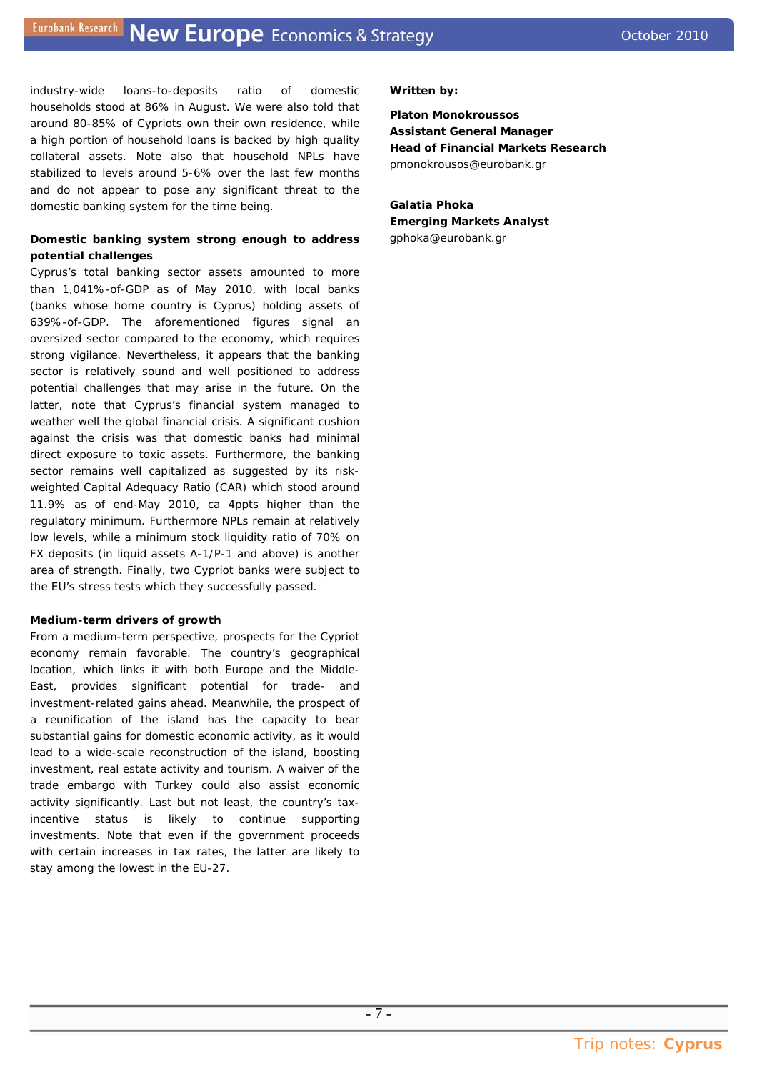industry-wide loans-to-deposits ratio of domestic households stood at 86% in August. We were also told that around 80-85% of Cypriots own their own residence, while a high portion of household loans is backed by high quality collateral assets. Note also that household NPLs have stabilized to levels around 5-6% over the last few months and do not appear to pose any significant threat to the domestic banking system for the time being.

**Domestic banking system strong enough to address potential challenges**

Cyprus's total banking sector assets amounted to more than 1,041%-of-GDP as of May 2010, with local banks (banks whose home country is Cyprus) holding assets of 639%-of-GDP. The aforementioned figures signal an oversized sector compared to the economy, which requires strong vigilance. Nevertheless, it appears that the banking sector is relatively sound and well positioned to address potential challenges that may arise in the future. On the latter, note that Cyprus's financial system managed to weather well the global financial crisis. A significant cushion against the crisis was that domestic banks had minimal direct exposure to toxic assets. Furthermore, the banking sector remains well capitalized as suggested by its risk-weighted Capital Adequacy Ratio (CAR) which stood around 11.9% as of end-May 2010, ca 4ppts higher than the regulatory minimum. Furthermore NPLs remain at relatively low levels, while a minimum stock liquidity ratio of 70% on FX deposits (in liquid assets A-1/P-1 and above) is another area of strength. Finally, two Cypriot banks were subject to the EU's stress tests which they successfully passed.

**Medium-term drivers of growth**

From a medium-term perspective, prospects for the Cypriot economy remain favorable. The country's geographical location, which links it with both Europe and the Middle-East, provides significant potential for trade- and investment-related gains ahead. Meanwhile, the prospect of a reunification of the island has the capacity to bear substantial gains for domestic economic activity, as it would lead to a wide-scale reconstruction of the island, boosting investment, real estate activity and tourism. A waiver of the trade embargo with Turkey could also assist economic activity significantly. Last but not least, the country's tax-incentive status is likely to continue supporting investments. Note that even if the government proceeds with certain increases in tax rates, the latter are likely to stay among the lowest in the EU-27.

**Written by:**

**Platon Monokroussos**
**Assistant General Manager**
**Head of Financial Markets Research**
pmonokrousos@eurobank.gr

**Galatia Phoka**
**Emerging Markets Analyst**
gphoka@eurobank.gr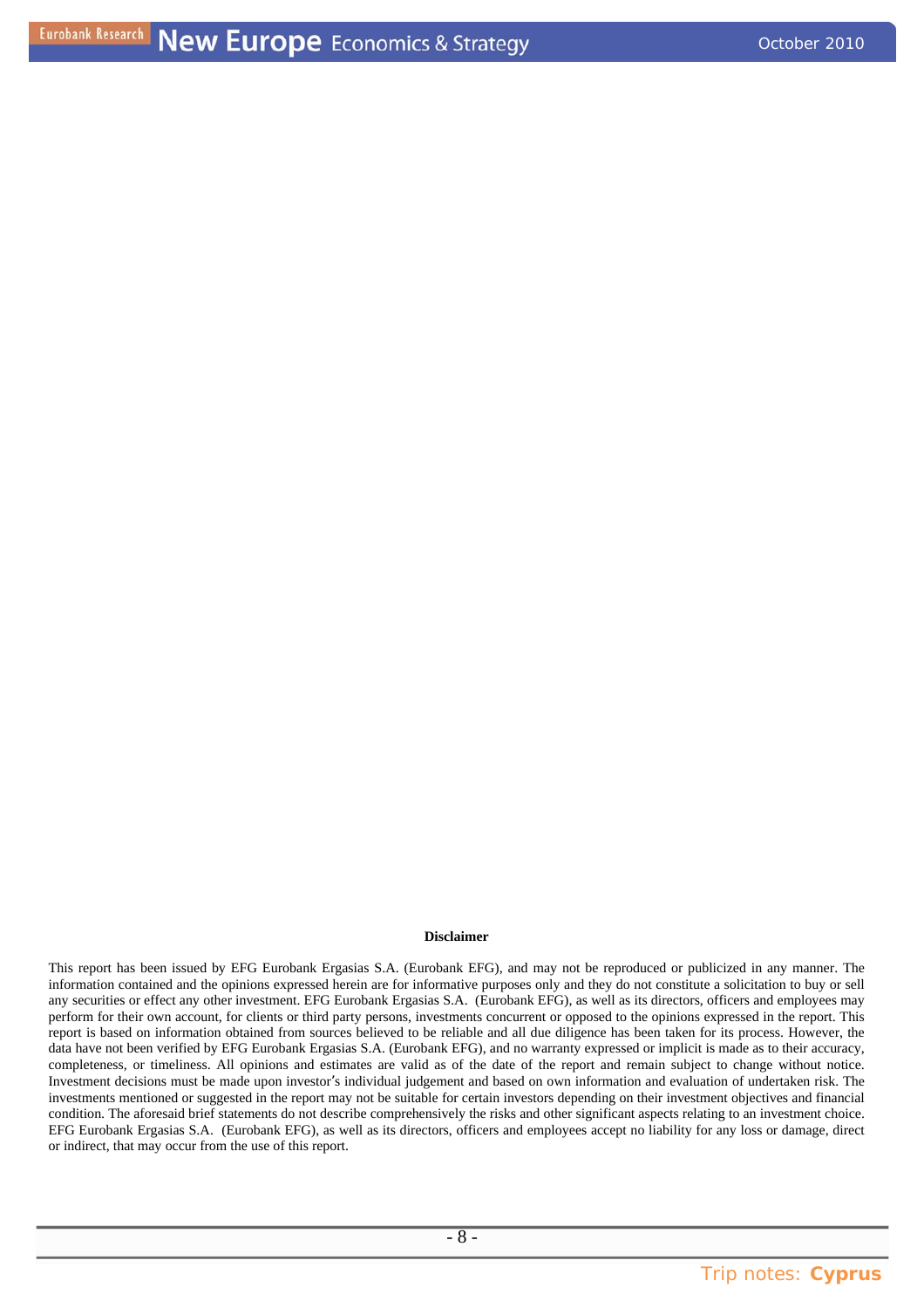**Disclaimer**

This report has been issued by EFG Eurobank Ergasias S.A. (Eurobank EFG), and may not be reproduced or publicized in any manner. The information contained and the opinions expressed herein are for informative purposes only and they do not constitute a solicitation to buy or sell any securities or effect any other investment. EFG Eurobank Ergasias S.A. (Eurobank EFG), as well as its directors, officers and employees may perform for their own account, for clients or third party persons, investments concurrent or opposed to the opinions expressed in the report. This report is based on information obtained from sources believed to be reliable and all due diligence has been taken for its process. However, the data have not been verified by EFG Eurobank Ergasias S.A. (Eurobank EFG), and no warranty expressed or implicit is made as to their accuracy, completeness, or timeliness. All opinions and estimates are valid as of the date of the report and remain subject to change without notice. Investment decisions must be made upon investor's individual judgement and based on own information and evaluation of undertaken risk. The investments mentioned or suggested in the report may not be suitable for certain investors depending on their investment objectives and financial condition. The aforesaid brief statements do not describe comprehensively the risks and other significant aspects relating to an investment choice. EFG Eurobank Ergasias S.A. (Eurobank EFG), as well as its directors, officers and employees accept no liability for any loss or damage, direct or indirect, that may occur from the use of this report.